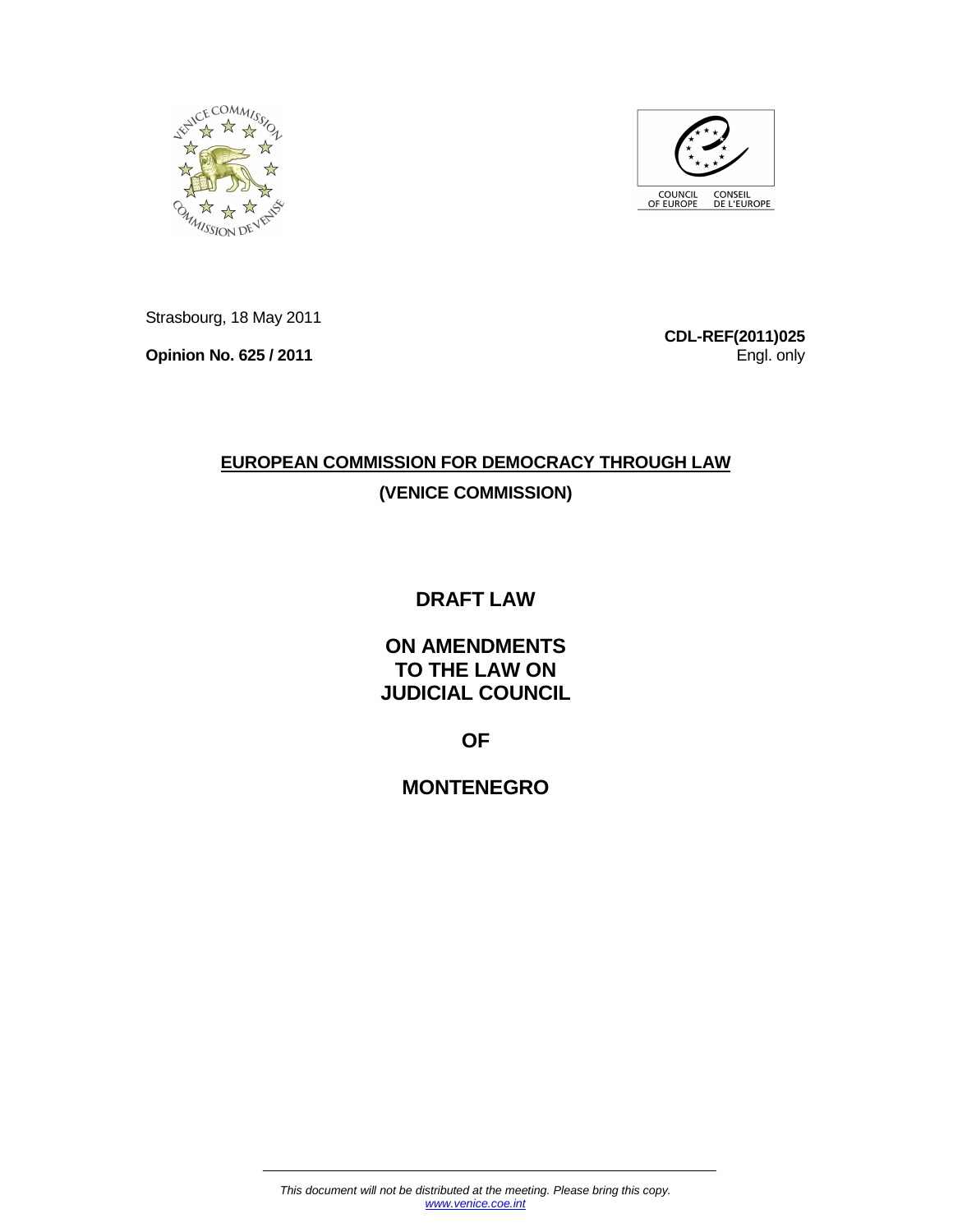Strasbourg, 18 May 2011

**Opinion No. 625 / 2011**

**CDL-REF(2011)025**
Engl. only

## EUROPEAN COMMISSION FOR DEMOCRACY THROUGH LAW

## (VENICE COMMISSION)

# DRAFT LAW

# ON AMENDMENTS TO THE LAW ON JUDICIAL COUNCIL

# OF

# MONTENEGRO

*This document will not be distributed at the meeting. Please bring this copy.*
*www.venice.coe.int*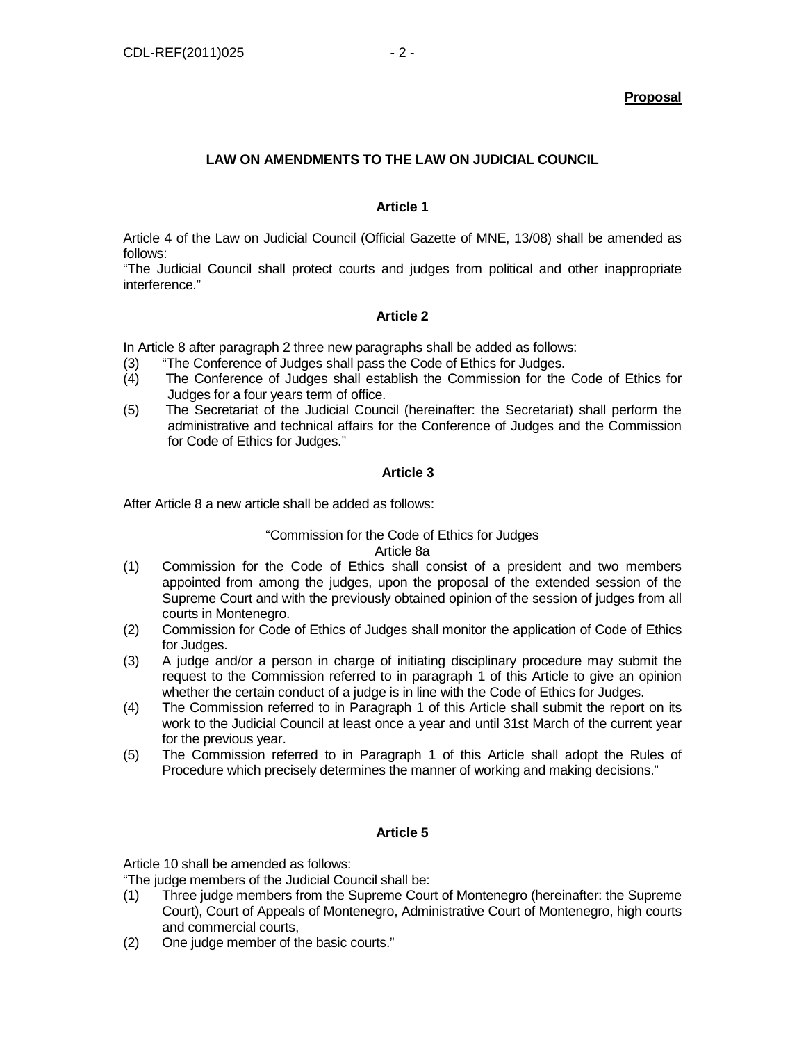**Proposal**

## LAW ON AMENDMENTS TO THE LAW ON JUDICIAL COUNCIL

### Article 1

Article 4 of the Law on Judicial Council (Official Gazette of MNE, 13/08) shall be amended as follows:
"The Judicial Council shall protect courts and judges from political and other inappropriate interference."

### Article 2

In Article 8 after paragraph 2 three new paragraphs shall be added as follows:

(3) "The Conference of Judges shall pass the Code of Ethics for Judges.
(4) The Conference of Judges shall establish the Commission for the Code of Ethics for Judges for a four years term of office.
(5) The Secretariat of the Judicial Council (hereinafter: the Secretariat) shall perform the administrative and technical affairs for the Conference of Judges and the Commission for Code of Ethics for Judges."

### Article 3

After Article 8 a new article shall be added as follows:

"Commission for the Code of Ethics for Judges
Article 8a

(1) Commission for the Code of Ethics shall consist of a president and two members appointed from among the judges, upon the proposal of the extended session of the Supreme Court and with the previously obtained opinion of the session of judges from all courts in Montenegro.
(2) Commission for Code of Ethics of Judges shall monitor the application of Code of Ethics for Judges.
(3) A judge and/or a person in charge of initiating disciplinary procedure may submit the request to the Commission referred to in paragraph 1 of this Article to give an opinion whether the certain conduct of a judge is in line with the Code of Ethics for Judges.
(4) The Commission referred to in Paragraph 1 of this Article shall submit the report on its work to the Judicial Council at least once a year and until 31st March of the current year for the previous year.
(5) The Commission referred to in Paragraph 1 of this Article shall adopt the Rules of Procedure which precisely determines the manner of working and making decisions."

### Article 5

Article 10 shall be amended as follows:
"The judge members of the Judicial Council shall be:

(1) Three judge members from the Supreme Court of Montenegro (hereinafter: the Supreme Court), Court of Appeals of Montenegro, Administrative Court of Montenegro, high courts and commercial courts,
(2) One judge member of the basic courts."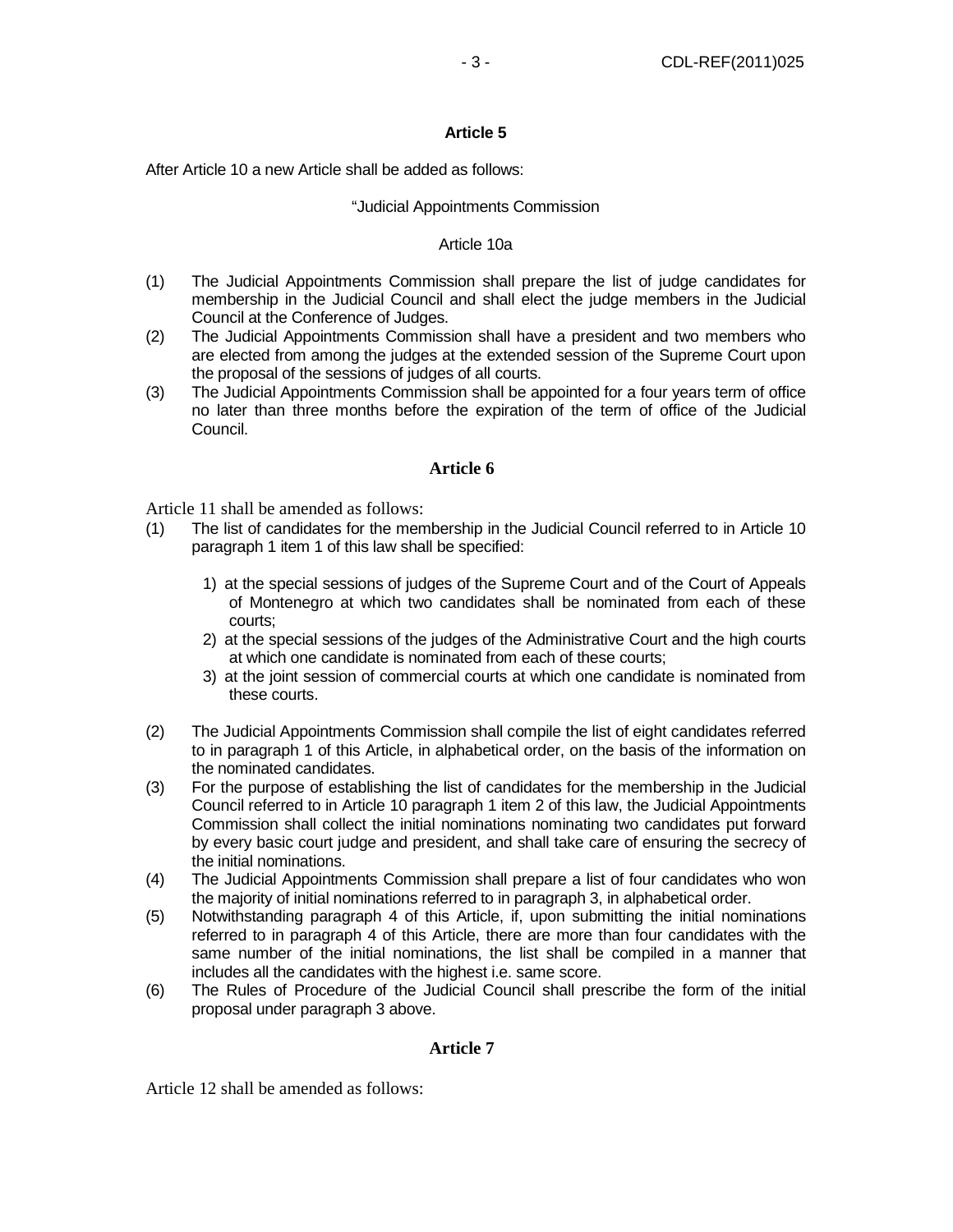### Article 5

After Article 10 a new Article shall be added as follows:

"Judicial Appointments Commission

Article 10a

(1) The Judicial Appointments Commission shall prepare the list of judge candidates for membership in the Judicial Council and shall elect the judge members in the Judicial Council at the Conference of Judges.
(2) The Judicial Appointments Commission shall have a president and two members who are elected from among the judges at the extended session of the Supreme Court upon the proposal of the sessions of judges of all courts.
(3) The Judicial Appointments Commission shall be appointed for a four years term of office no later than three months before the expiration of the term of office of the Judicial Council.

### Article 6

Article 11 shall be amended as follows:

(1) The list of candidates for the membership in the Judicial Council referred to in Article 10 paragraph 1 item 1 of this law shall be specified:

   1) at the special sessions of judges of the Supreme Court and of the Court of Appeals of Montenegro at which two candidates shall be nominated from each of these courts;
   2) at the special sessions of the judges of the Administrative Court and the high courts at which one candidate is nominated from each of these courts;
   3) at the joint session of commercial courts at which one candidate is nominated from these courts.

(2) The Judicial Appointments Commission shall compile the list of eight candidates referred to in paragraph 1 of this Article, in alphabetical order, on the basis of the information on the nominated candidates.
(3) For the purpose of establishing the list of candidates for the membership in the Judicial Council referred to in Article 10 paragraph 1 item 2 of this law, the Judicial Appointments Commission shall collect the initial nominations nominating two candidates put forward by every basic court judge and president, and shall take care of ensuring the secrecy of the initial nominations.
(4) The Judicial Appointments Commission shall prepare a list of four candidates who won the majority of initial nominations referred to in paragraph 3, in alphabetical order.
(5) Notwithstanding paragraph 4 of this Article, if, upon submitting the initial nominations referred to in paragraph 4 of this Article, there are more than four candidates with the same number of the initial nominations, the list shall be compiled in a manner that includes all the candidates with the highest i.e. same score.
(6) The Rules of Procedure of the Judicial Council shall prescribe the form of the initial proposal under paragraph 3 above.

### Article 7

Article 12 shall be amended as follows: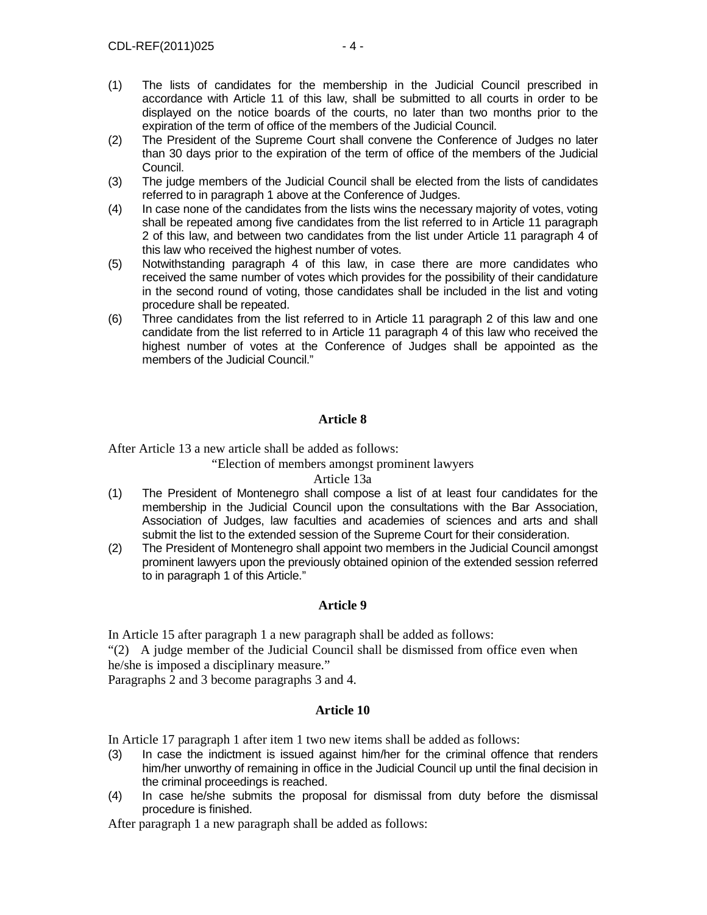(1) The lists of candidates for the membership in the Judicial Council prescribed in accordance with Article 11 of this law, shall be submitted to all courts in order to be displayed on the notice boards of the courts, no later than two months prior to the expiration of the term of office of the members of the Judicial Council.

(2) The President of the Supreme Court shall convene the Conference of Judges no later than 30 days prior to the expiration of the term of office of the members of the Judicial Council.

(3) The judge members of the Judicial Council shall be elected from the lists of candidates referred to in paragraph 1 above at the Conference of Judges.

(4) In case none of the candidates from the lists wins the necessary majority of votes, voting shall be repeated among five candidates from the list referred to in Article 11 paragraph 2 of this law, and between two candidates from the list under Article 11 paragraph 4 of this law who received the highest number of votes.

(5) Notwithstanding paragraph 4 of this law, in case there are more candidates who received the same number of votes which provides for the possibility of their candidature in the second round of voting, those candidates shall be included in the list and voting procedure shall be repeated.

(6) Three candidates from the list referred to in Article 11 paragraph 2 of this law and one candidate from the list referred to in Article 11 paragraph 4 of this law who received the highest number of votes at the Conference of Judges shall be appointed as the members of the Judicial Council."

### Article 8

After Article 13 a new article shall be added as follows:

"Election of members amongst prominent lawyers

Article 13a

(1) The President of Montenegro shall compose a list of at least four candidates for the membership in the Judicial Council upon the consultations with the Bar Association, Association of Judges, law faculties and academies of sciences and arts and shall submit the list to the extended session of the Supreme Court for their consideration.

(2) The President of Montenegro shall appoint two members in the Judicial Council amongst prominent lawyers upon the previously obtained opinion of the extended session referred to in paragraph 1 of this Article."

### Article 9

In Article 15 after paragraph 1 a new paragraph shall be added as follows:

"(2) A judge member of the Judicial Council shall be dismissed from office even when he/she is imposed a disciplinary measure."

Paragraphs 2 and 3 become paragraphs 3 and 4.

### Article 10

In Article 17 paragraph 1 after item 1 two new items shall be added as follows:

(3) In case the indictment is issued against him/her for the criminal offence that renders him/her unworthy of remaining in office in the Judicial Council up until the final decision in the criminal proceedings is reached.

(4) In case he/she submits the proposal for dismissal from duty before the dismissal procedure is finished.

After paragraph 1 a new paragraph shall be added as follows: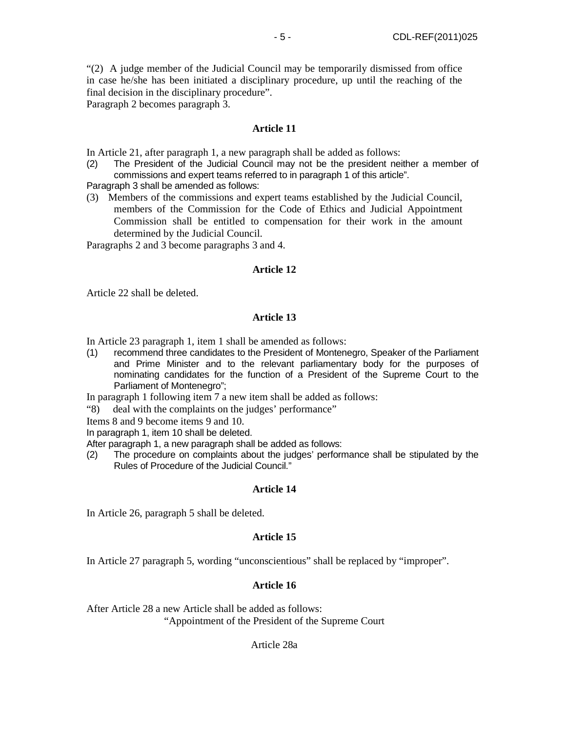"(2) A judge member of the Judicial Council may be temporarily dismissed from office in case he/she has been initiated a disciplinary procedure, up until the reaching of the final decision in the disciplinary procedure".
Paragraph 2 becomes paragraph 3.

### Article 11

In Article 21, after paragraph 1, a new paragraph shall be added as follows:

(2) The President of the Judicial Council may not be the president neither a member of commissions and expert teams referred to in paragraph 1 of this article".

Paragraph 3 shall be amended as follows:

(3) Members of the commissions and expert teams established by the Judicial Council, members of the Commission for the Code of Ethics and Judicial Appointment Commission shall be entitled to compensation for their work in the amount determined by the Judicial Council.

Paragraphs 2 and 3 become paragraphs 3 and 4.

### Article 12

Article 22 shall be deleted.

### Article 13

In Article 23 paragraph 1, item 1 shall be amended as follows:

(1) recommend three candidates to the President of Montenegro, Speaker of the Parliament and Prime Minister and to the relevant parliamentary body for the purposes of nominating candidates for the function of a President of the Supreme Court to the Parliament of Montenegro";

In paragraph 1 following item 7 a new item shall be added as follows:

"8) deal with the complaints on the judges' performance"

Items 8 and 9 become items 9 and 10.

In paragraph 1, item 10 shall be deleted.

After paragraph 1, a new paragraph shall be added as follows:

(2) The procedure on complaints about the judges' performance shall be stipulated by the Rules of Procedure of the Judicial Council."

### Article 14

In Article 26, paragraph 5 shall be deleted.

### Article 15

In Article 27 paragraph 5, wording "unconscientious" shall be replaced by "improper".

### Article 16

After Article 28 a new Article shall be added as follows:

"Appointment of the President of the Supreme Court

Article 28a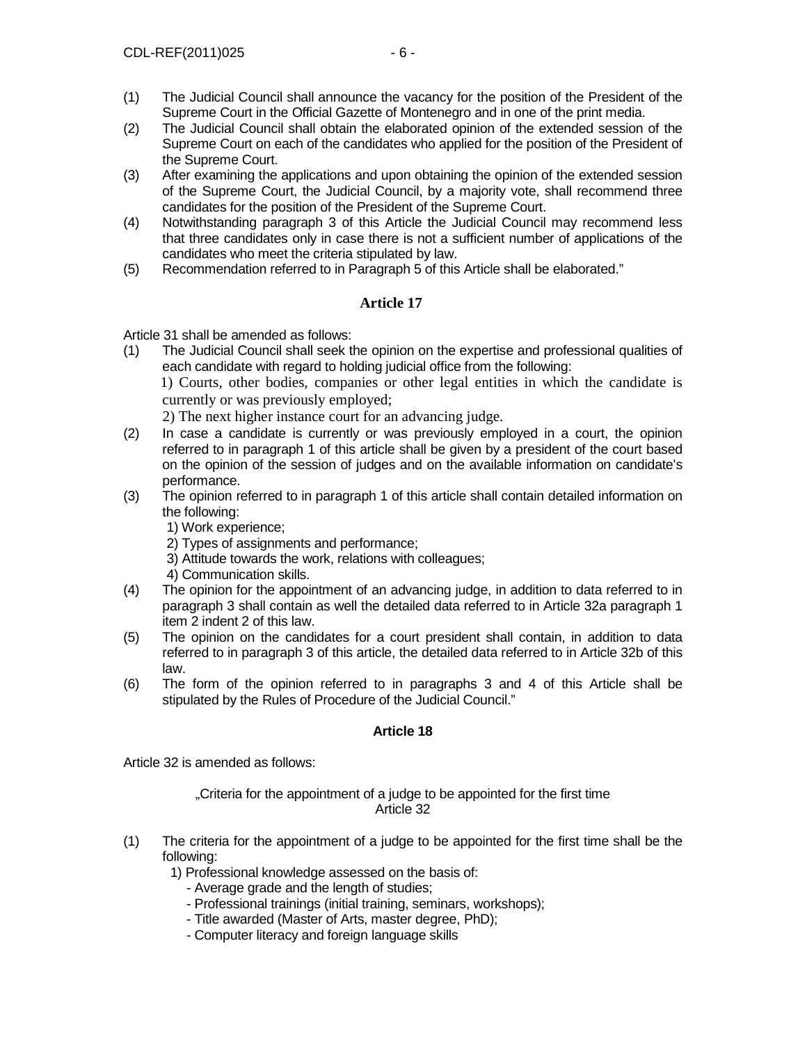(1) The Judicial Council shall announce the vacancy for the position of the President of the Supreme Court in the Official Gazette of Montenegro and in one of the print media.
(2) The Judicial Council shall obtain the elaborated opinion of the extended session of the Supreme Court on each of the candidates who applied for the position of the President of the Supreme Court.
(3) After examining the applications and upon obtaining the opinion of the extended session of the Supreme Court, the Judicial Council, by a majority vote, shall recommend three candidates for the position of the President of the Supreme Court.
(4) Notwithstanding paragraph 3 of this Article the Judicial Council may recommend less that three candidates only in case there is not a sufficient number of applications of the candidates who meet the criteria stipulated by law.
(5) Recommendation referred to in Paragraph 5 of this Article shall be elaborated."

### Article 17

Article 31 shall be amended as follows:

(1) The Judicial Council shall seek the opinion on the expertise and professional qualities of each candidate with regard to holding judicial office from the following:
    1) Courts, other bodies, companies or other legal entities in which the candidate is currently or was previously employed;
    2) The next higher instance court for an advancing judge.
(2) In case a candidate is currently or was previously employed in a court, the opinion referred to in paragraph 1 of this article shall be given by a president of the court based on the opinion of the session of judges and on the available information on candidate's performance.
(3) The opinion referred to in paragraph 1 of this article shall contain detailed information on the following:
    1) Work experience;
    2) Types of assignments and performance;
    3) Attitude towards the work, relations with colleagues;
    4) Communication skills.
(4) The opinion for the appointment of an advancing judge, in addition to data referred to in paragraph 3 shall contain as well the detailed data referred to in Article 32a paragraph 1 item 2 indent 2 of this law.
(5) The opinion on the candidates for a court president shall contain, in addition to data referred to in paragraph 3 of this article, the detailed data referred to in Article 32b of this law.
(6) The form of the opinion referred to in paragraphs 3 and 4 of this Article shall be stipulated by the Rules of Procedure of the Judicial Council."

### Article 18

Article 32 is amended as follows:

„Criteria for the appointment of a judge to be appointed for the first time
Article 32

(1) The criteria for the appointment of a judge to be appointed for the first time shall be the following:
    1) Professional knowledge assessed on the basis of:
       - Average grade and the length of studies;
       - Professional trainings (initial training, seminars, workshops);
       - Title awarded (Master of Arts, master degree, PhD);
       - Computer literacy and foreign language skills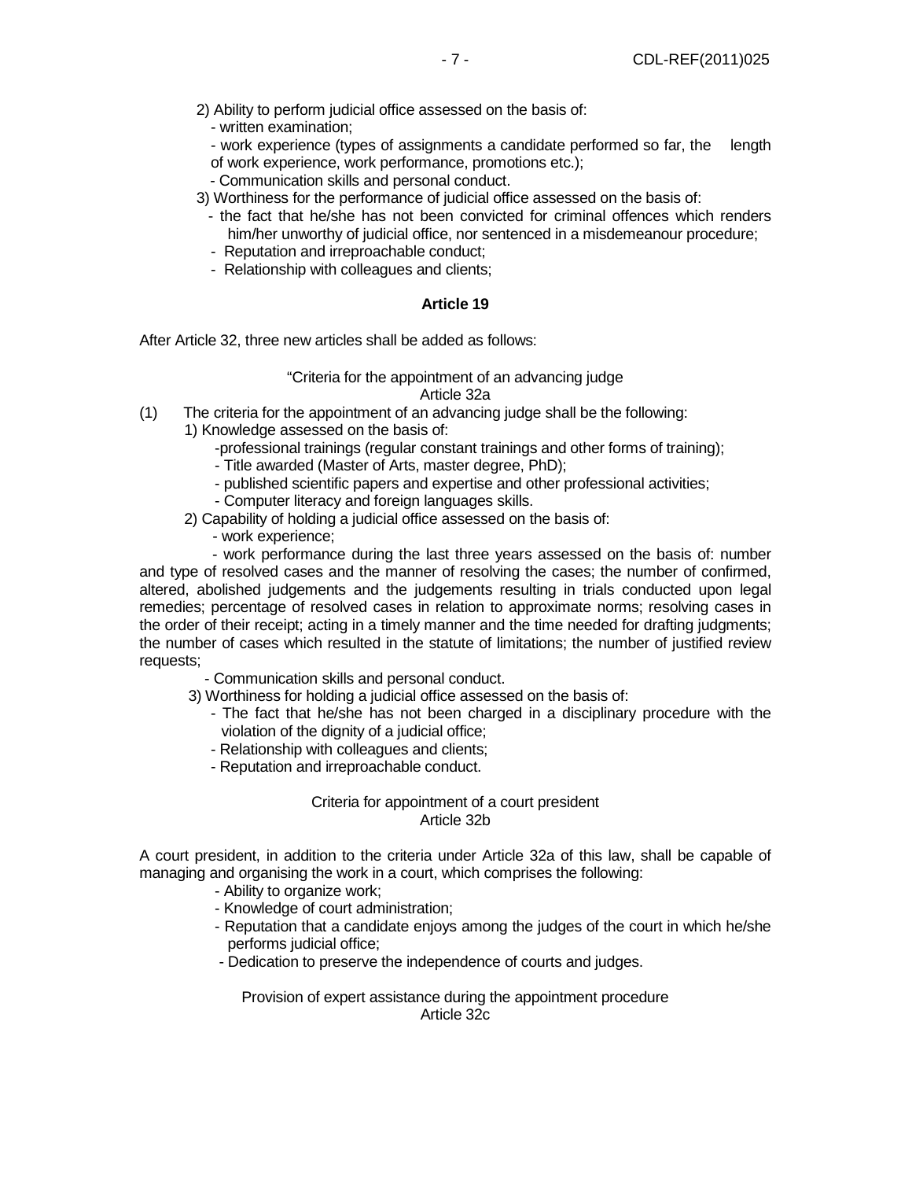2) Ability to perform judicial office assessed on the basis of:
- written examination;
- work experience (types of assignments a candidate performed so far, the length of work experience, work performance, promotions etc.);
- Communication skills and personal conduct.

3) Worthiness for the performance of judicial office assessed on the basis of:
- the fact that he/she has not been convicted for criminal offences which renders him/her unworthy of judicial office, nor sentenced in a misdemeanour procedure;
- Reputation and irreproachable conduct;
- Relationship with colleagues and clients;

**Article 19**

After Article 32, three new articles shall be added as follows:

"Criteria for the appointment of an advancing judge
Article 32a

(1) The criteria for the appointment of an advancing judge shall be the following:

1) Knowledge assessed on the basis of:
- professional trainings (regular constant trainings and other forms of training);
- Title awarded (Master of Arts, master degree, PhD);
- published scientific papers and expertise and other professional activities;
- Computer literacy and foreign languages skills.

2) Capability of holding a judicial office assessed on the basis of:
- work experience;
- work performance during the last three years assessed on the basis of: number and type of resolved cases and the manner of resolving the cases; the number of confirmed, altered, abolished judgements and the judgements resulting in trials conducted upon legal remedies; percentage of resolved cases in relation to approximate norms; resolving cases in the order of their receipt; acting in a timely manner and the time needed for drafting judgments; the number of cases which resulted in the statute of limitations; the number of justified review requests;
- Communication skills and personal conduct.

3) Worthiness for holding a judicial office assessed on the basis of:
- The fact that he/she has not been charged in a disciplinary procedure with the violation of the dignity of a judicial office;
- Relationship with colleagues and clients;
- Reputation and irreproachable conduct.

Criteria for appointment of a court president
Article 32b

A court president, in addition to the criteria under Article 32a of this law, shall be capable of managing and organising the work in a court, which comprises the following:
- Ability to organize work;
- Knowledge of court administration;
- Reputation that a candidate enjoys among the judges of the court in which he/she performs judicial office;
- Dedication to preserve the independence of courts and judges.

Provision of expert assistance during the appointment procedure
Article 32c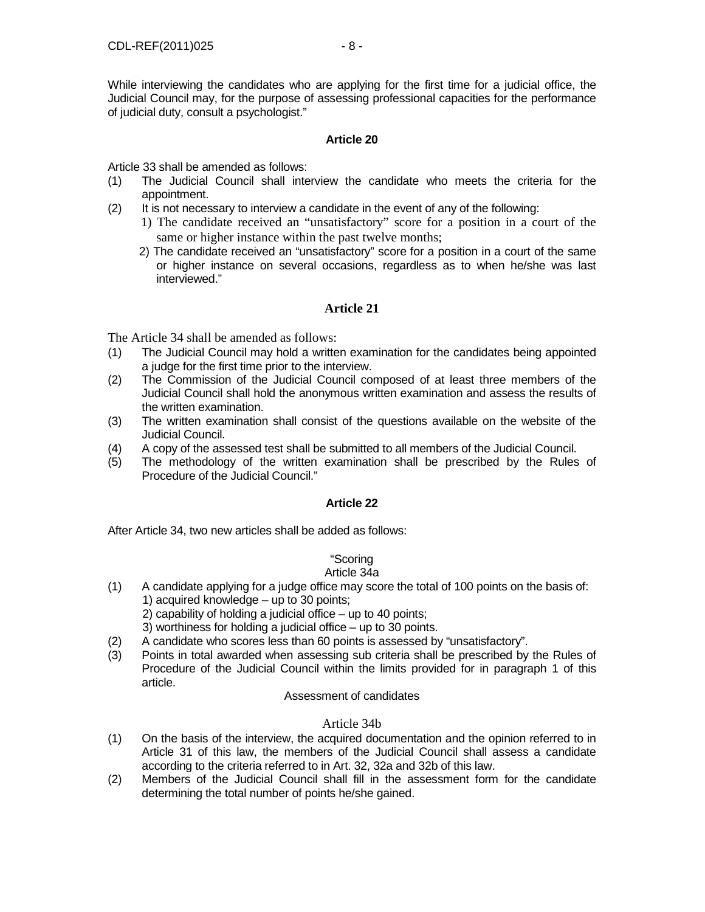While interviewing the candidates who are applying for the first time for a judicial office, the Judicial Council may, for the purpose of assessing professional capacities for the performance of judicial duty, consult a psychologist."

**Article 20**

Article 33 shall be amended as follows:

(1) The Judicial Council shall interview the candidate who meets the criteria for the appointment.

(2) It is not necessary to interview a candidate in the event of any of the following:

1) The candidate received an "unsatisfactory" score for a position in a court of the same or higher instance within the past twelve months;

2) The candidate received an "unsatisfactory" score for a position in a court of the same or higher instance on several occasions, regardless as to when he/she was last interviewed."

**Article 21**

The Article 34 shall be amended as follows:

(1) The Judicial Council may hold a written examination for the candidates being appointed a judge for the first time prior to the interview.

(2) The Commission of the Judicial Council composed of at least three members of the Judicial Council shall hold the anonymous written examination and assess the results of the written examination.

(3) The written examination shall consist of the questions available on the website of the Judicial Council.

(4) A copy of the assessed test shall be submitted to all members of the Judicial Council.

(5) The methodology of the written examination shall be prescribed by the Rules of Procedure of the Judicial Council."

**Article 22**

After Article 34, two new articles shall be added as follows:

"Scoring

Article 34a

(1) A candidate applying for a judge office may score the total of 100 points on the basis of:

1) acquired knowledge – up to 30 points;

2) capability of holding a judicial office – up to 40 points;

3) worthiness for holding a judicial office – up to 30 points.

(2) A candidate who scores less than 60 points is assessed by "unsatisfactory".

(3) Points in total awarded when assessing sub criteria shall be prescribed by the Rules of Procedure of the Judicial Council within the limits provided for in paragraph 1 of this article.

Assessment of candidates

Article 34b

(1) On the basis of the interview, the acquired documentation and the opinion referred to in Article 31 of this law, the members of the Judicial Council shall assess a candidate according to the criteria referred to in Art. 32, 32a and 32b of this law.

(2) Members of the Judicial Council shall fill in the assessment form for the candidate determining the total number of points he/she gained.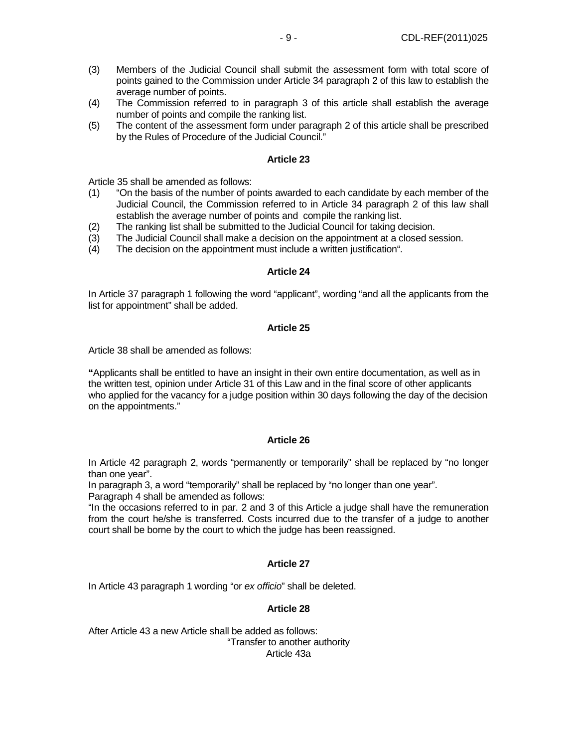(3) Members of the Judicial Council shall submit the assessment form with total score of points gained to the Commission under Article 34 paragraph 2 of this law to establish the average number of points.

(4) The Commission referred to in paragraph 3 of this article shall establish the average number of points and compile the ranking list.

(5) The content of the assessment form under paragraph 2 of this article shall be prescribed by the Rules of Procedure of the Judicial Council."

**Article 23**

Article 35 shall be amended as follows:

(1) "On the basis of the number of points awarded to each candidate by each member of the Judicial Council, the Commission referred to in Article 34 paragraph 2 of this law shall establish the average number of points and compile the ranking list.

(2) The ranking list shall be submitted to the Judicial Council for taking decision.

(3) The Judicial Council shall make a decision on the appointment at a closed session.

(4) The decision on the appointment must include a written justification".

**Article 24**

In Article 37 paragraph 1 following the word "applicant", wording "and all the applicants from the list for appointment" shall be added.

**Article 25**

Article 38 shall be amended as follows:

**"**Applicants shall be entitled to have an insight in their own entire documentation, as well as in the written test, opinion under Article 31 of this Law and in the final score of other applicants who applied for the vacancy for a judge position within 30 days following the day of the decision on the appointments."

**Article 26**

In Article 42 paragraph 2, words "permanently or temporarily" shall be replaced by "no longer than one year".

In paragraph 3, a word "temporarily" shall be replaced by "no longer than one year".

Paragraph 4 shall be amended as follows:

"In the occasions referred to in par. 2 and 3 of this Article a judge shall have the remuneration from the court he/she is transferred. Costs incurred due to the transfer of a judge to another court shall be borne by the court to which the judge has been reassigned.

**Article 27**

In Article 43 paragraph 1 wording "or *ex officio*" shall be deleted.

**Article 28**

After Article 43 a new Article shall be added as follows:

"Transfer to another authority

Article 43a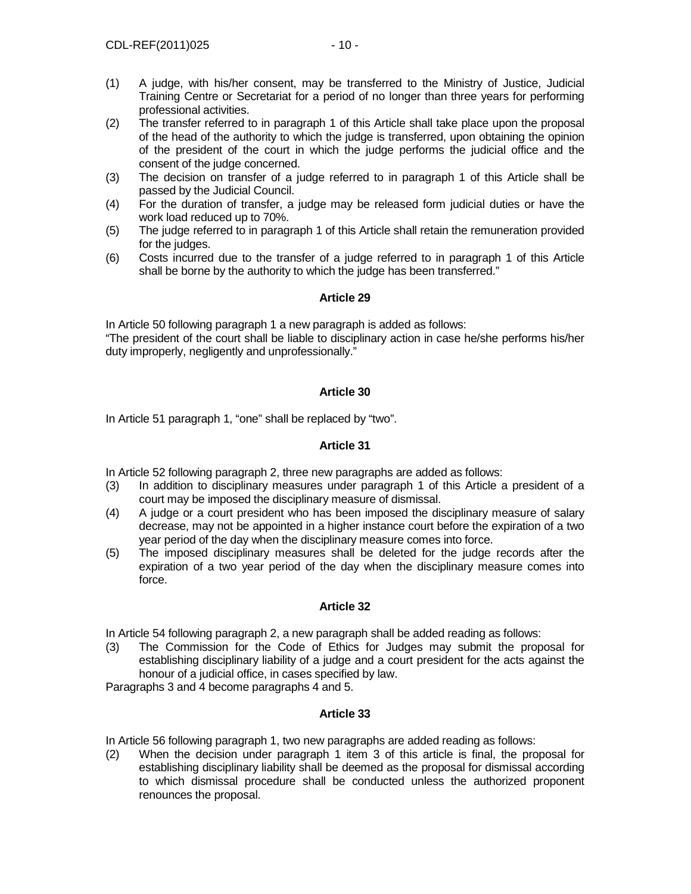(1) A judge, with his/her consent, may be transferred to the Ministry of Justice, Judicial Training Centre or Secretariat for a period of no longer than three years for performing professional activities.
(2) The transfer referred to in paragraph 1 of this Article shall take place upon the proposal of the head of the authority to which the judge is transferred, upon obtaining the opinion of the president of the court in which the judge performs the judicial office and the consent of the judge concerned.
(3) The decision on transfer of a judge referred to in paragraph 1 of this Article shall be passed by the Judicial Council.
(4) For the duration of transfer, a judge may be released form judicial duties or have the work load reduced up to 70%.
(5) The judge referred to in paragraph 1 of this Article shall retain the remuneration provided for the judges.
(6) Costs incurred due to the transfer of a judge referred to in paragraph 1 of this Article shall be borne by the authority to which the judge has been transferred."

**Article 29**

In Article 50 following paragraph 1 a new paragraph is added as follows:
"The president of the court shall be liable to disciplinary action in case he/she performs his/her duty improperly, negligently and unprofessionally."

**Article 30**

In Article 51 paragraph 1, "one" shall be replaced by "two".

**Article 31**

In Article 52 following paragraph 2, three new paragraphs are added as follows:
(3) In addition to disciplinary measures under paragraph 1 of this Article a president of a court may be imposed the disciplinary measure of dismissal.
(4) A judge or a court president who has been imposed the disciplinary measure of salary decrease, may not be appointed in a higher instance court before the expiration of a two year period of the day when the disciplinary measure comes into force.
(5) The imposed disciplinary measures shall be deleted for the judge records after the expiration of a two year period of the day when the disciplinary measure comes into force.

**Article 32**

In Article 54 following paragraph 2, a new paragraph shall be added reading as follows:
(3) The Commission for the Code of Ethics for Judges may submit the proposal for establishing disciplinary liability of a judge and a court president for the acts against the honour of a judicial office, in cases specified by law.

Paragraphs 3 and 4 become paragraphs 4 and 5.

**Article 33**

In Article 56 following paragraph 1, two new paragraphs are added reading as follows:
(2) When the decision under paragraph 1 item 3 of this article is final, the proposal for establishing disciplinary liability shall be deemed as the proposal for dismissal according to which dismissal procedure shall be conducted unless the authorized proponent renounces the proposal.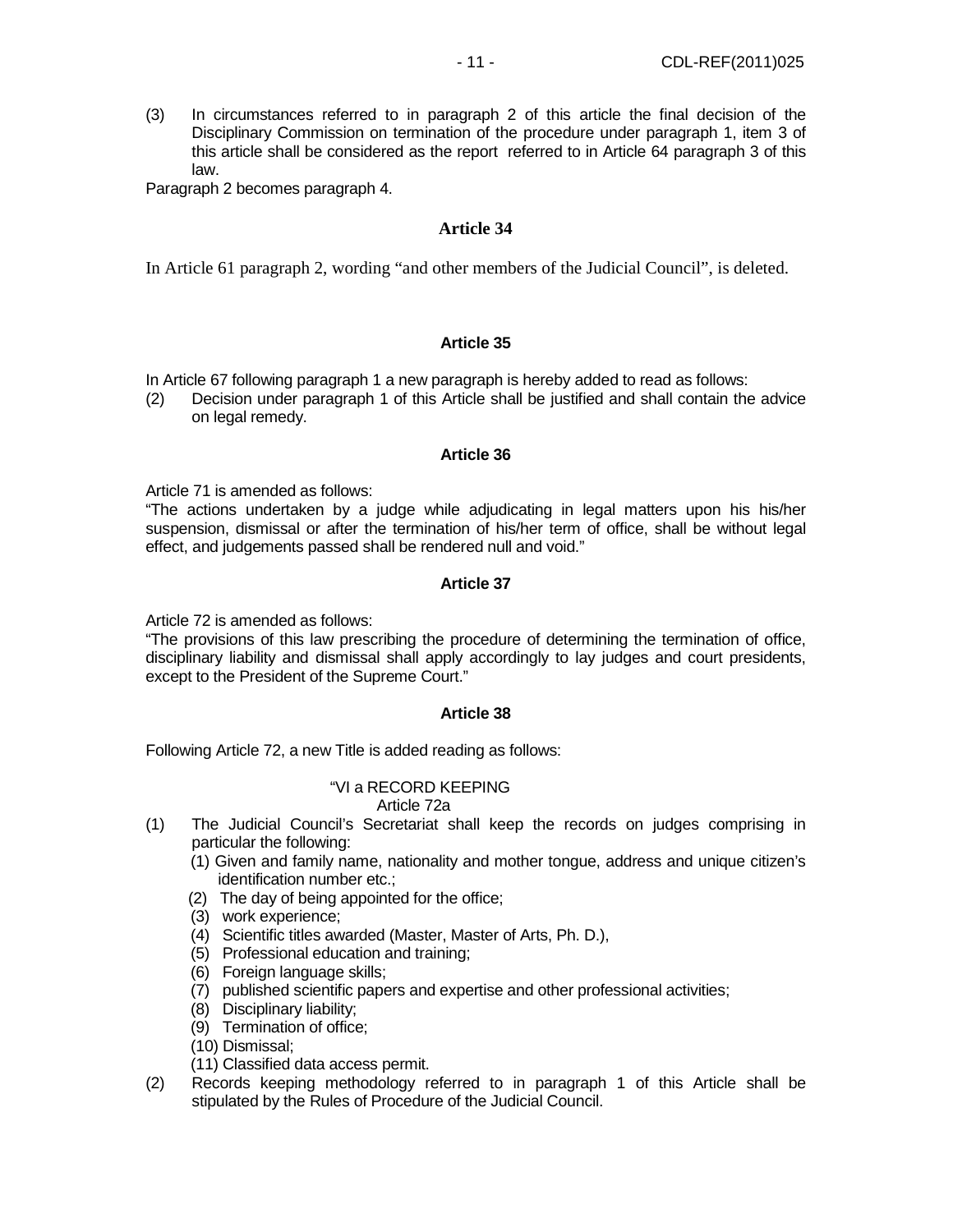(3) In circumstances referred to in paragraph 2 of this article the final decision of the Disciplinary Commission on termination of the procedure under paragraph 1, item 3 of this article shall be considered as the report referred to in Article 64 paragraph 3 of this law.

Paragraph 2 becomes paragraph 4.

### Article 34

In Article 61 paragraph 2, wording "and other members of the Judicial Council", is deleted.

### Article 35

In Article 67 following paragraph 1 a new paragraph is hereby added to read as follows:

(2) Decision under paragraph 1 of this Article shall be justified and shall contain the advice on legal remedy.

### Article 36

Article 71 is amended as follows:

"The actions undertaken by a judge while adjudicating in legal matters upon his his/her suspension, dismissal or after the termination of his/her term of office, shall be without legal effect, and judgements passed shall be rendered null and void."

### Article 37

Article 72 is amended as follows:

"The provisions of this law prescribing the procedure of determining the termination of office, disciplinary liability and dismissal shall apply accordingly to lay judges and court presidents, except to the President of the Supreme Court."

### Article 38

Following Article 72, a new Title is added reading as follows:

"VI a RECORD KEEPING

Article 72a

(1) The Judicial Council's Secretariat shall keep the records on judges comprising in particular the following:
   (1) Given and family name, nationality and mother tongue, address and unique citizen's identification number etc.;
   (2) The day of being appointed for the office;
   (3) work experience;
   (4) Scientific titles awarded (Master, Master of Arts, Ph. D.),
   (5) Professional education and training;
   (6) Foreign language skills;
   (7) published scientific papers and expertise and other professional activities;
   (8) Disciplinary liability;
   (9) Termination of office;
   (10) Dismissal;
   (11) Classified data access permit.

(2) Records keeping methodology referred to in paragraph 1 of this Article shall be stipulated by the Rules of Procedure of the Judicial Council.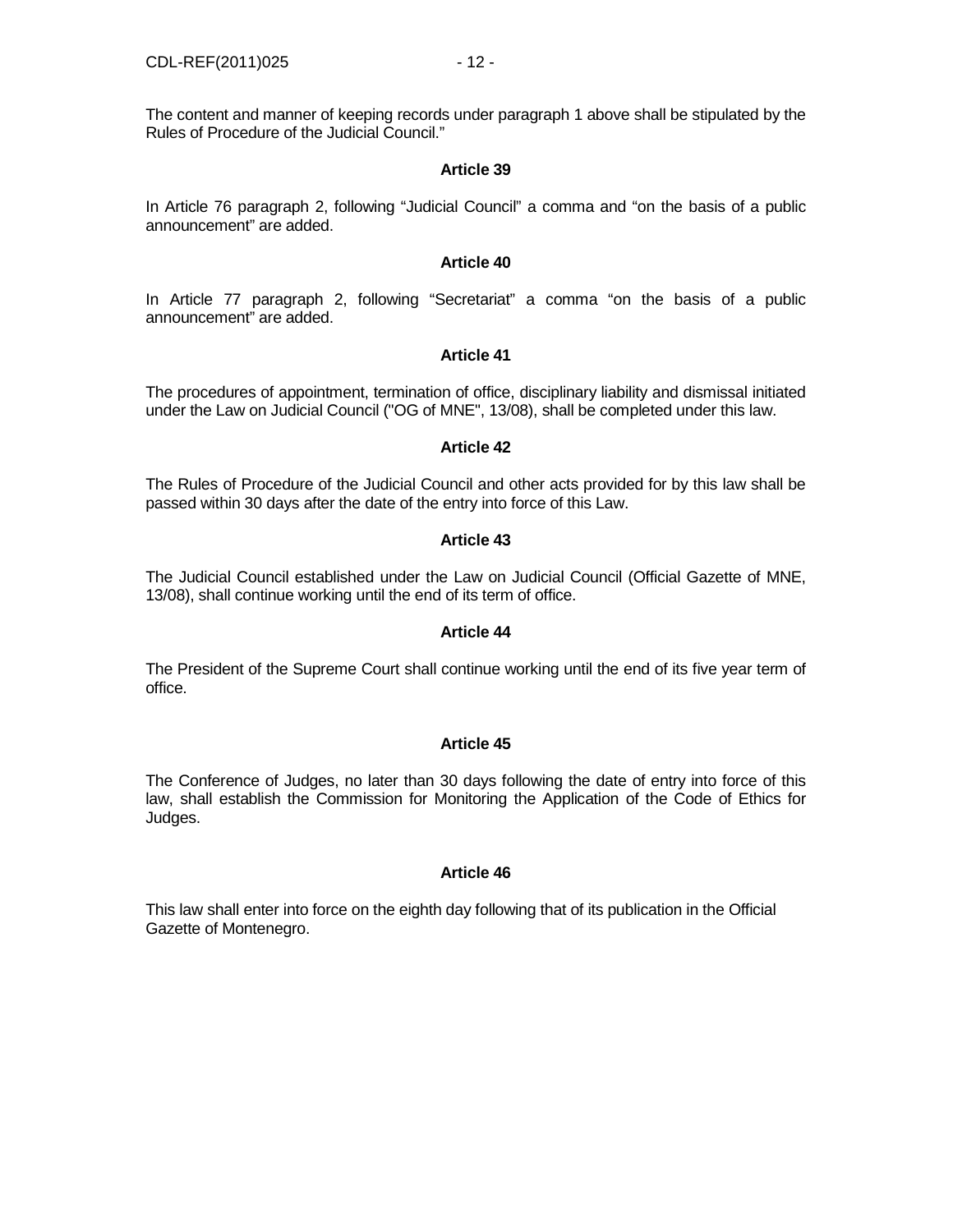The content and manner of keeping records under paragraph 1 above shall be stipulated by the Rules of Procedure of the Judicial Council."

**Article 39**

In Article 76 paragraph 2, following "Judicial Council" a comma and "on the basis of a public announcement" are added.

**Article 40**

In Article 77 paragraph 2, following "Secretariat" a comma "on the basis of a public announcement" are added.

**Article 41**

The procedures of appointment, termination of office, disciplinary liability and dismissal initiated under the Law on Judicial Council ("OG of MNE", 13/08), shall be completed under this law.

**Article 42**

The Rules of Procedure of the Judicial Council and other acts provided for by this law shall be passed within 30 days after the date of the entry into force of this Law.

**Article 43**

The Judicial Council established under the Law on Judicial Council (Official Gazette of MNE, 13/08), shall continue working until the end of its term of office.

**Article 44**

The President of the Supreme Court shall continue working until the end of its five year term of office.

**Article 45**

The Conference of Judges, no later than 30 days following the date of entry into force of this law, shall establish the Commission for Monitoring the Application of the Code of Ethics for Judges.

**Article 46**

This law shall enter into force on the eighth day following that of its publication in the Official Gazette of Montenegro.